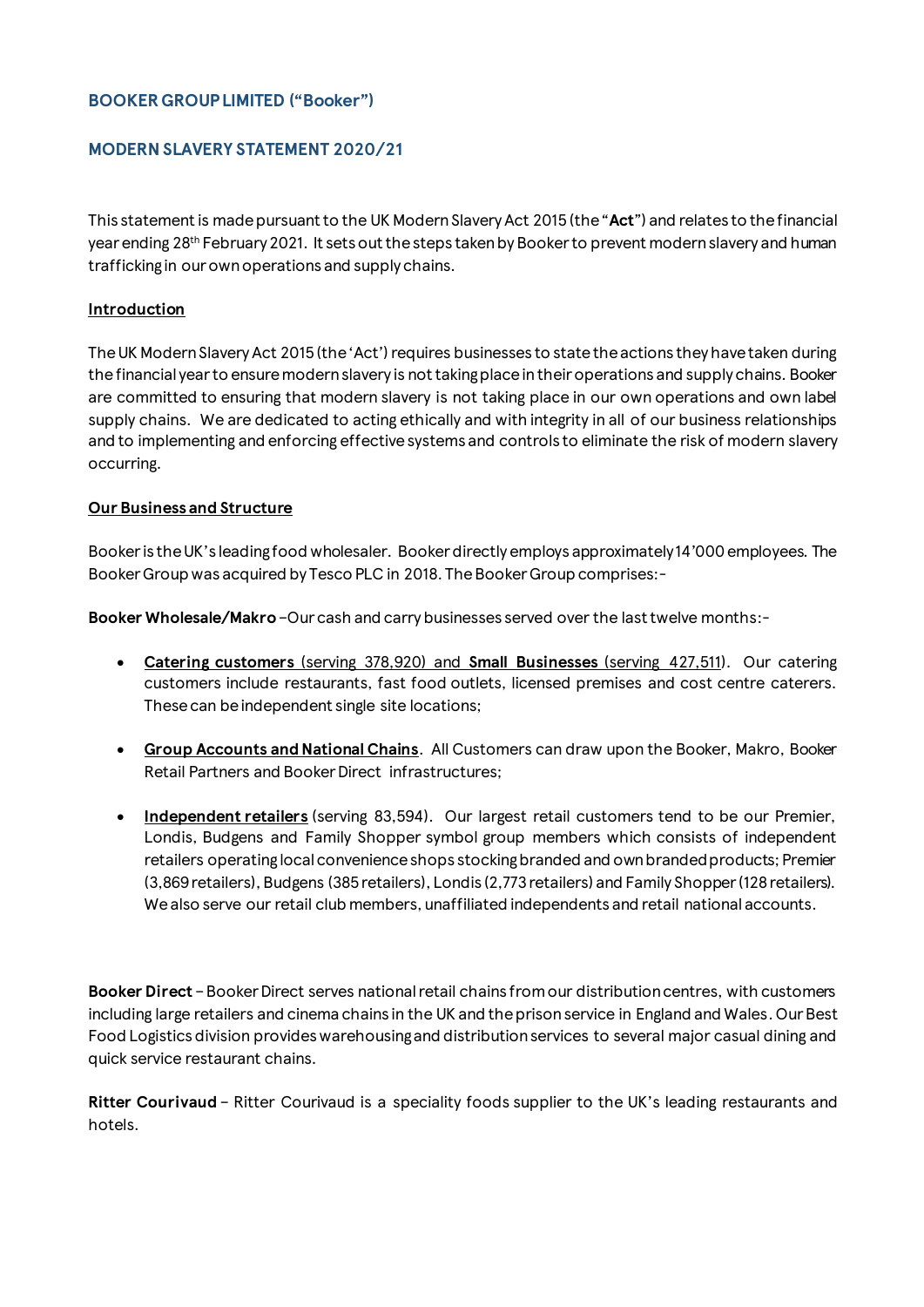# BOOKER GROUP LIMITED ("Booker")

## MODERN SLAVERY STATEMENT 2020/21

This statement is made pursuant to the UK Modern Slavery Act 2015 (the "**Act**") and relates to the financial year ending 28th February 2021. It sets out the steps taken by Booker to prevent modern slavery and human trafficking in our own operations and supply chains.

### Introduction

The UK Modern Slavery Act 2015 (the 'Act') requires businesses to state the actions they have taken during the financial year to ensure modern slavery is not taking place in their operations and supply chains. Booker are committed to ensuring that modern slavery is not taking place in our own operations and own label supply chains. We are dedicated to acting ethically and with integrity in all of our business relationships and to implementing and enforcing effective systems and controls to eliminate the risk of modern slavery occurring.

### Our Business and Structure

Booker is the UK's leading food wholesaler. Booker directly employs approximately 14'000 employees. The Booker Group was acquired by Tesco PLC in 2018. The Booker Group comprises:-

**Booker Wholesale/Makro** – Our cash and carry businesses served over the last twelve months:-

- **Catering customers** (serving 378,920) and **Small Businesses** (serving 427,511). Our catering customers include restaurants, fast food outlets, licensed premises and cost centre caterers. These can be independent single site locations;
- **Group Accounts and National Chains**. All Customers can draw upon the Booker, Makro, Booker Retail Partners and Booker Direct infrastructures;
- **Independent retailers** (serving 83,594). Our largest retail customers tend to be our Premier, Londis, Budgens and Family Shopper symbol group members which consists of independent retailers operating local convenience shops stocking branded and own branded products; Premier (3,869 retailers), Budgens (385 retailers), Londis (2,773 retailers) and Family Shopper (128 retailers). We also serve our retail club members, unaffiliated independents and retail national accounts.

**Booker Direct** – Booker Direct serves national retail chains from our distribution centres, with customers including large retailers and cinema chains in the UK and the prison service in England and Wales. Our Best Food Logistics division provides warehousing and distribution services to several major casual dining and quick service restaurant chains.

**Ritter Courivaud** – Ritter Courivaud is a speciality foods supplier to the UK's leading restaurants and hotels.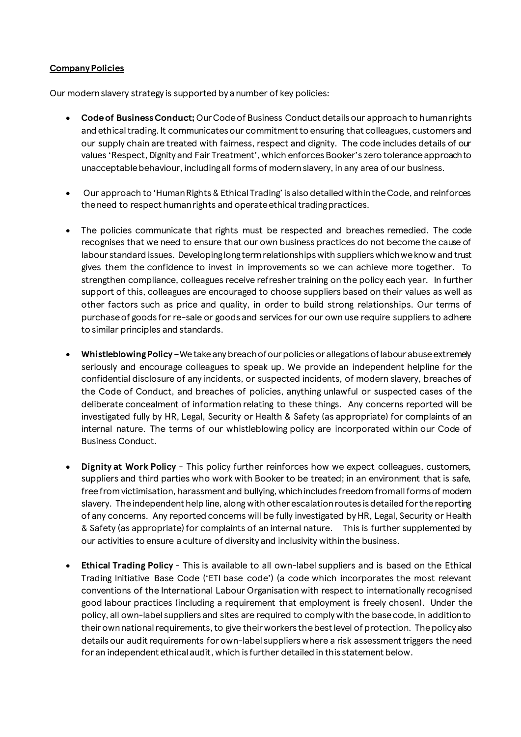**Company Policies**

Our modern slavery strategy is supported by a number of key policies:

- **Code of Business Conduct;** Our Code of Business Conduct details our approach to human rights and ethical trading. It communicates our commitment to ensuring that colleagues, customers and our supply chain are treated with fairness, respect and dignity. The code includes details of our values 'Respect, Dignity and Fair Treatment', which enforces Booker's zero tolerance approach to unacceptable behaviour, including all forms of modern slavery, in any area of our business.

- Our approach to 'Human Rights & Ethical Trading' is also detailed within the Code, and reinforces the need to respect human rights and operate ethical trading practices.

- The policies communicate that rights must be respected and breaches remedied. The code recognises that we need to ensure that our own business practices do not become the cause of labour standard issues. Developing long term relationships with suppliers which we know and trust gives them the confidence to invest in improvements so we can achieve more together. To strengthen compliance, colleagues receive refresher training on the policy each year. In further support of this, colleagues are encouraged to choose suppliers based on their values as well as other factors such as price and quality, in order to build strong relationships. Our terms of purchase of goods for re-sale or goods and services for our own use require suppliers to adhere to similar principles and standards.

- **Whistleblowing Policy** – We take any breach of our policies or allegations of labour abuse extremely seriously and encourage colleagues to speak up. We provide an independent helpline for the confidential disclosure of any incidents, or suspected incidents, of modern slavery, breaches of the Code of Conduct, and breaches of policies, anything unlawful or suspected cases of the deliberate concealment of information relating to these things. Any concerns reported will be investigated fully by HR, Legal, Security or Health & Safety (as appropriate) for complaints of an internal nature. The terms of our whistleblowing policy are incorporated within our Code of Business Conduct.

- **Dignity at Work Policy** - This policy further reinforces how we expect colleagues, customers, suppliers and third parties who work with Booker to be treated; in an environment that is safe, free from victimisation, harassment and bullying, which includes freedom from all forms of modern slavery. The independent help line, along with other escalation routes is detailed for the reporting of any concerns. Any reported concerns will be fully investigated by HR, Legal, Security or Health & Safety (as appropriate) for complaints of an internal nature. This is further supplemented by our activities to ensure a culture of diversity and inclusivity within the business.

- **Ethical Trading Policy** - This is available to all own-label suppliers and is based on the Ethical Trading Initiative Base Code ('ETI base code') (a code which incorporates the most relevant conventions of the International Labour Organisation with respect to internationally recognised good labour practices (including a requirement that employment is freely chosen). Under the policy, all own-label suppliers and sites are required to comply with the base code, in addition to their own national requirements, to give their workers the best level of protection. The policy also details our audit requirements for own-label suppliers where a risk assessment triggers the need for an independent ethical audit, which is further detailed in this statement below.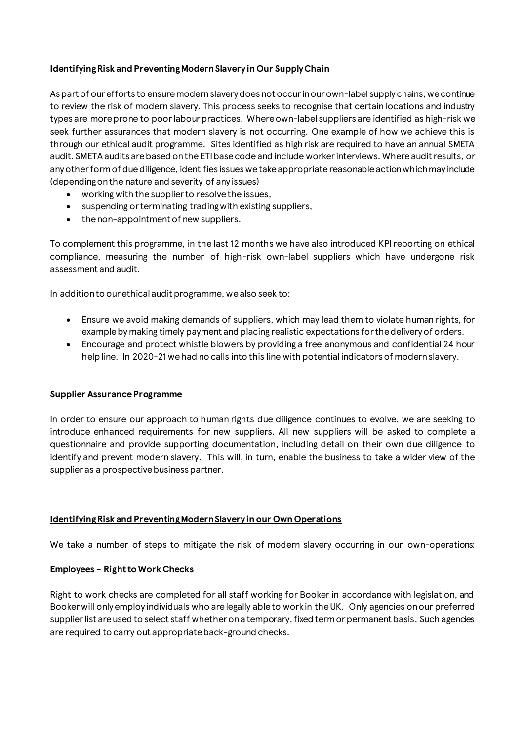## Identifying Risk and Preventing Modern Slavery in Our Supply Chain

As part of our efforts to ensure modern slavery does not occur in our own-label supply chains, we continue to review the risk of modern slavery. This process seeks to recognise that certain locations and industry types are more prone to poor labour practices. Where own-label suppliers are identified as high-risk we seek further assurances that modern slavery is not occurring. One example of how we achieve this is through our ethical audit programme. Sites identified as high risk are required to have an annual SMETA audit. SMETA audits are based on the ETI base code and include worker interviews. Where audit results, or any other form of due diligence, identifies issues we take appropriate reasonable action which may include (depending on the nature and severity of any issues)

- working with the supplier to resolve the issues,
- suspending or terminating trading with existing suppliers,
- the non-appointment of new suppliers.

To complement this programme, in the last 12 months we have also introduced KPI reporting on ethical compliance, measuring the number of high-risk own-label suppliers which have undergone risk assessment and audit.

In addition to our ethical audit programme, we also seek to:

- Ensure we avoid making demands of suppliers, which may lead them to violate human rights, for example by making timely payment and placing realistic expectations for the delivery of orders.
- Encourage and protect whistle blowers by providing a free anonymous and confidential 24 hour help line. In 2020-21 we had no calls into this line with potential indicators of modern slavery.

### Supplier Assurance Programme

In order to ensure our approach to human rights due diligence continues to evolve, we are seeking to introduce enhanced requirements for new suppliers. All new suppliers will be asked to complete a questionnaire and provide supporting documentation, including detail on their own due diligence to identify and prevent modern slavery. This will, in turn, enable the business to take a wider view of the supplier as a prospective business partner.

## Identifying Risk and Preventing Modern Slavery in our Own Operations

We take a number of steps to mitigate the risk of modern slavery occurring in our own-operations:

### Employees - Right to Work Checks

Right to work checks are completed for all staff working for Booker in accordance with legislation, and Booker will only employ individuals who are legally able to work in the UK. Only agencies on our preferred supplier list are used to select staff whether on a temporary, fixed term or permanent basis. Such agencies are required to carry out appropriate back-ground checks.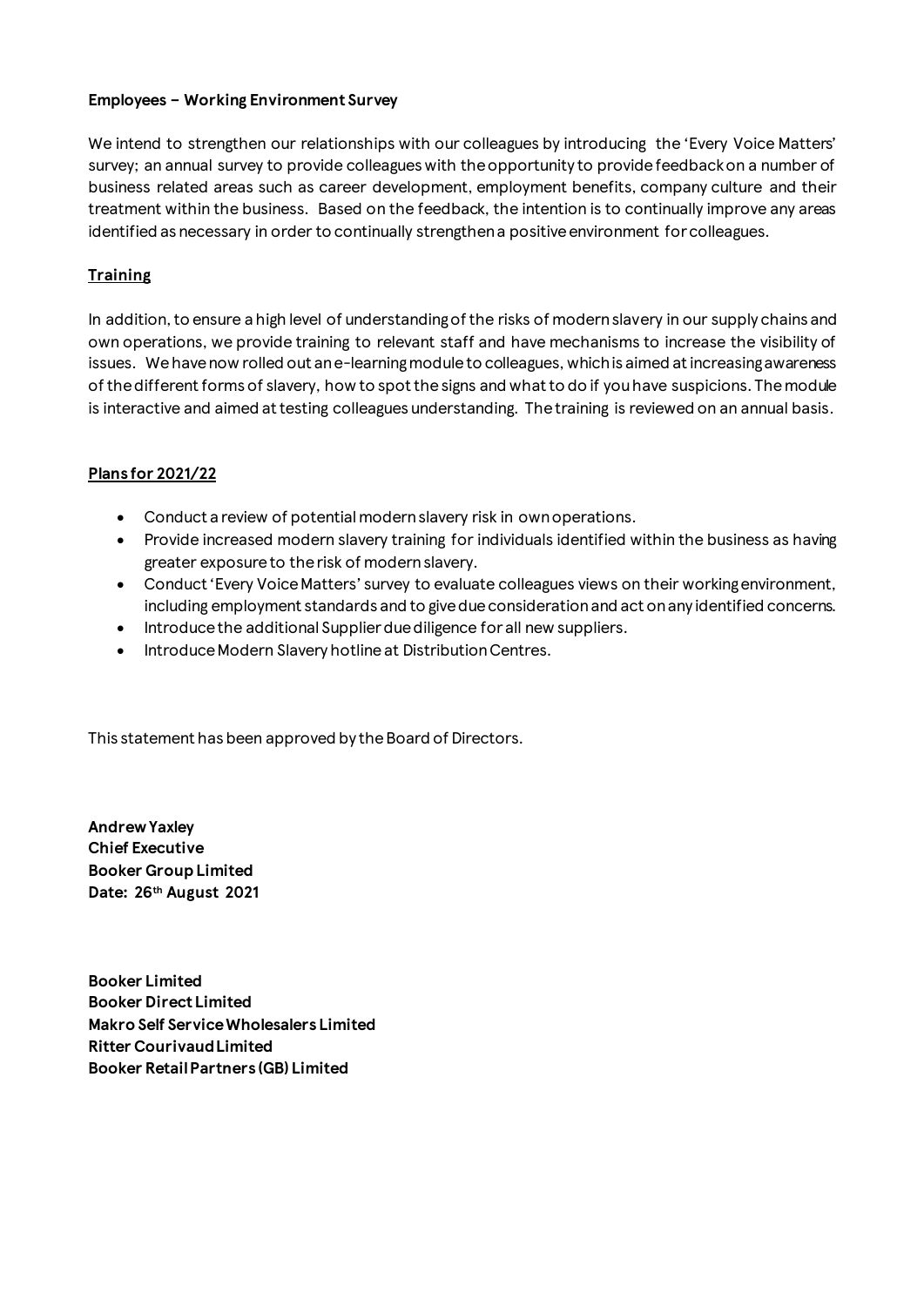**Employees – Working Environment Survey**

We intend to strengthen our relationships with our colleagues by introducing the 'Every Voice Matters' survey; an annual survey to provide colleagues with the opportunity to provide feedback on a number of business related areas such as career development, employment benefits, company culture and their treatment within the business. Based on the feedback, the intention is to continually improve any areas identified as necessary in order to continually strengthen a positive environment for colleagues.

## **Training**

In addition, to ensure a high level of understanding of the risks of modern slavery in our supply chains and own operations, we provide training to relevant staff and have mechanisms to increase the visibility of issues. We have now rolled out an e-learning module to colleagues, which is aimed at increasing awareness of the different forms of slavery, how to spot the signs and what to do if you have suspicions. The module is interactive and aimed at testing colleagues understanding. The training is reviewed on an annual basis.

## **Plans for 2021/22**

- Conduct a review of potential modern slavery risk in own operations.
- Provide increased modern slavery training for individuals identified within the business as having greater exposure to the risk of modern slavery.
- Conduct 'Every Voice Matters' survey to evaluate colleagues views on their working environment, including employment standards and to give due consideration and act on any identified concerns.
- Introduce the additional Supplier due diligence for all new suppliers.
- Introduce Modern Slavery hotline at Distribution Centres.

This statement has been approved by the Board of Directors.

**Andrew Yaxley**
**Chief Executive**
**Booker Group Limited**
**Date: 26th August 2021**

**Booker Limited**
**Booker Direct Limited**
**Makro Self Service Wholesalers Limited**
**Ritter Courivaud Limited**
**Booker Retail Partners (GB) Limited**